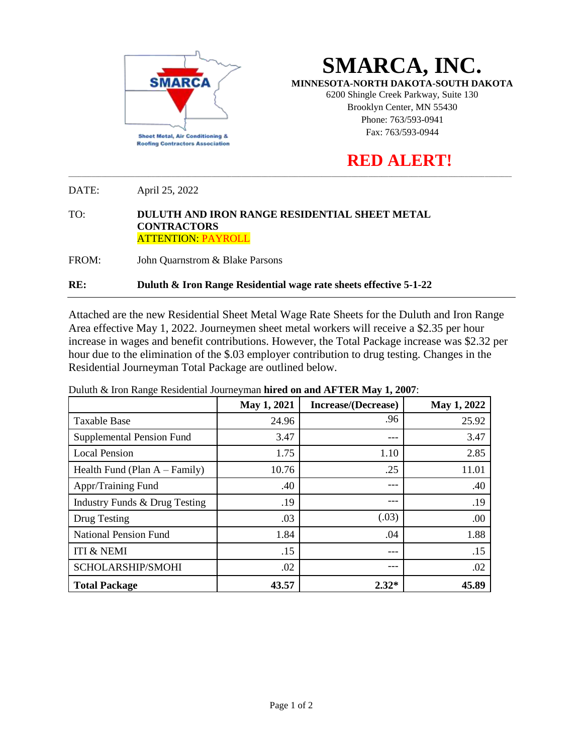SMARCA

Sheet Metal, Air Conditioning & Roofing Contractors Association

# SMARCA, INC.

**MINNESOTA-NORTH DAKOTA-SOUTH DAKOTA**

6200 Shingle Creek Parkway, Suite 130
Brooklyn Center, MN 55430
Phone: 763/593-0941
Fax: 763/593-0944

## RED ALERT!

DATE: April 25, 2022

TO: **DULUTH AND IRON RANGE RESIDENTIAL SHEET METAL CONTRACTORS**
ATTENTION: PAYROLL

FROM: John Quarnstrom & Blake Parsons

**RE: Duluth & Iron Range Residential wage rate sheets effective 5-1-22**

---

Attached are the new Residential Sheet Metal Wage Rate Sheets for the Duluth and Iron Range Area effective May 1, 2022. Journeymen sheet metal workers will receive a $2.35 per hour increase in wages and benefit contributions. However, the Total Package increase was $2.32 per hour due to the elimination of the $.03 employer contribution to drug testing. Changes in the Residential Journeyman Total Package are outlined below.

Duluth & Iron Range Residential Journeyman **hired on and AFTER May 1, 2007**:

| | May 1, 2021 | Increase/(Decrease) | May 1, 2022 |
|---|---|---|---|
| Taxable Base | 24.96 | .96 | 25.92 |
| Supplemental Pension Fund | 3.47 | --- | 3.47 |
| Local Pension | 1.75 | 1.10 | 2.85 |
| Health Fund (Plan A – Family) | 10.76 | .25 | 11.01 |
| Appr/Training Fund | .40 | --- | .40 |
| Industry Funds & Drug Testing | .19 | --- | .19 |
| Drug Testing | .03 | (.03) | .00 |
| National Pension Fund | 1.84 | .04 | 1.88 |
| ITI & NEMI | .15 | --- | .15 |
| SCHOLARSHIP/SMOHI | .02 | --- | .02 |
| **Total Package** | **43.57** | **2.32*** | **45.89** |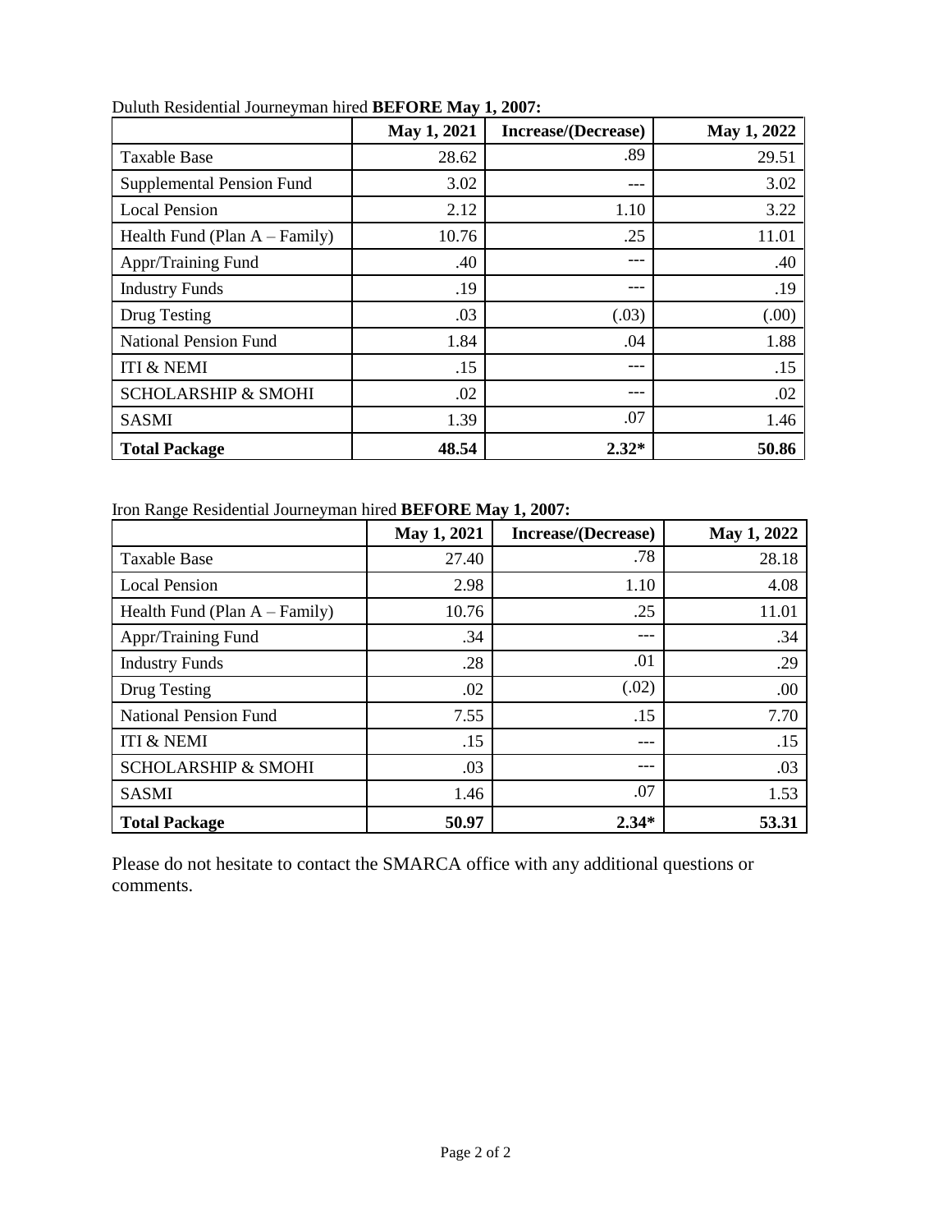Duluth Residential Journeyman hired **BEFORE May 1, 2007:**

| | May 1, 2021 | Increase/(Decrease) | May 1, 2022 |
|---|---|---|---|
| Taxable Base | 28.62 | .89 | 29.51 |
| Supplemental Pension Fund | 3.02 | --- | 3.02 |
| Local Pension | 2.12 | 1.10 | 3.22 |
| Health Fund (Plan A – Family) | 10.76 | .25 | 11.01 |
| Appr/Training Fund | .40 | --- | .40 |
| Industry Funds | .19 | --- | .19 |
| Drug Testing | .03 | (.03) | (.00) |
| National Pension Fund | 1.84 | .04 | 1.88 |
| ITI & NEMI | .15 | --- | .15 |
| SCHOLARSHIP & SMOHI | .02 | --- | .02 |
| SASMI | 1.39 | .07 | 1.46 |
| **Total Package** | **48.54** | **2.32*** | **50.86** |

Iron Range Residential Journeyman hired **BEFORE May 1, 2007:**

| | May 1, 2021 | Increase/(Decrease) | May 1, 2022 |
|---|---|---|---|
| Taxable Base | 27.40 | .78 | 28.18 |
| Local Pension | 2.98 | 1.10 | 4.08 |
| Health Fund (Plan A – Family) | 10.76 | .25 | 11.01 |
| Appr/Training Fund | .34 | --- | .34 |
| Industry Funds | .28 | .01 | .29 |
| Drug Testing | .02 | (.02) | .00 |
| National Pension Fund | 7.55 | .15 | 7.70 |
| ITI & NEMI | .15 | --- | .15 |
| SCHOLARSHIP & SMOHI | .03 | --- | .03 |
| SASMI | 1.46 | .07 | 1.53 |
| **Total Package** | **50.97** | **2.34*** | **53.31** |

Please do not hesitate to contact the SMARCA office with any additional questions or comments.